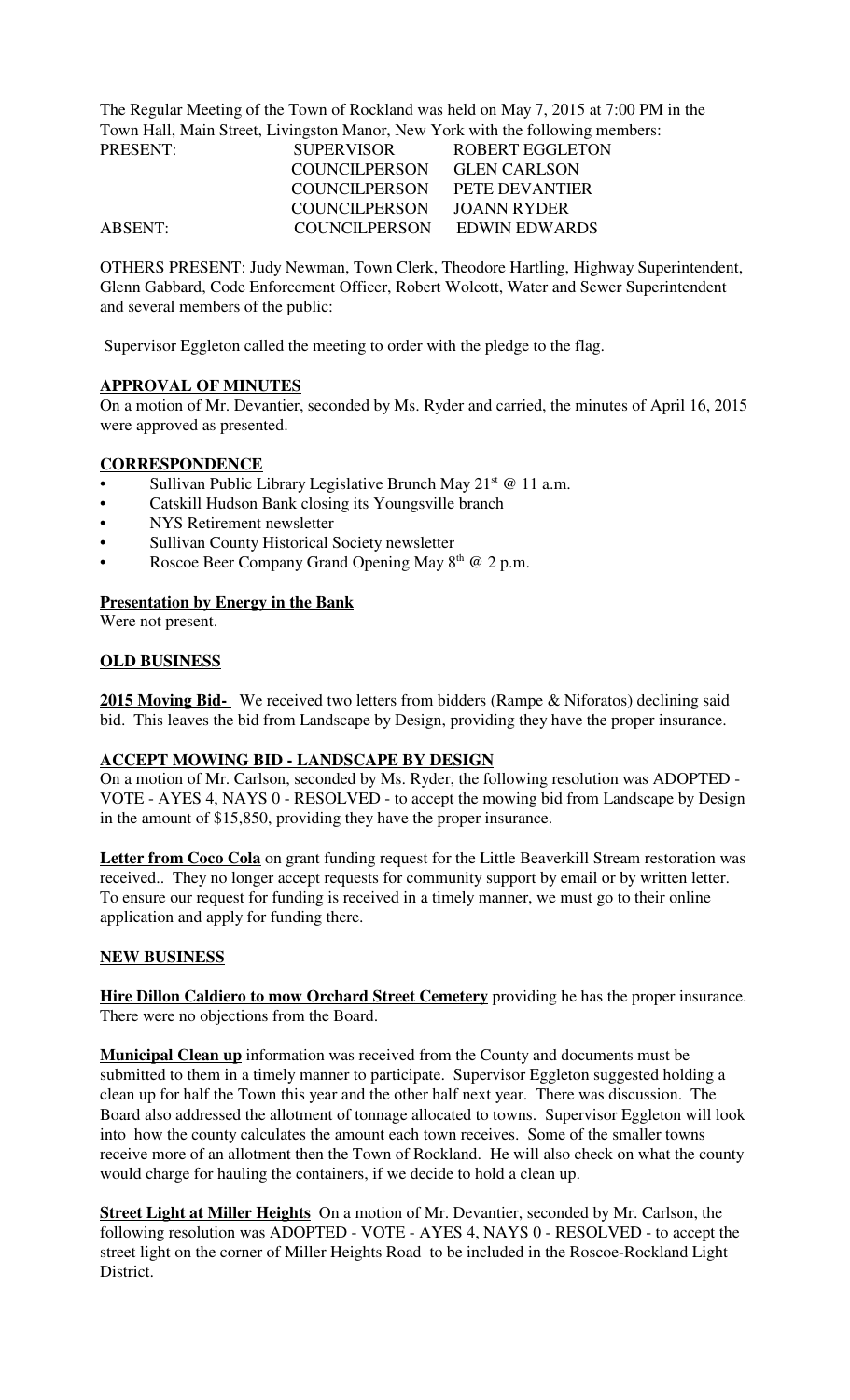The Regular Meeting of the Town of Rockland was held on May 7, 2015 at 7:00 PM in the Town Hall, Main Street, Livingston Manor, New York with the following members:

| | | |
|---|---|---|
| PRESENT: | SUPERVISOR | ROBERT EGGLETON |
| | COUNCILPERSON | GLEN CARLSON |
| | COUNCILPERSON | PETE DEVANTIER |
| | COUNCILPERSON | JOANN RYDER |
| ABSENT: | COUNCILPERSON | EDWIN EDWARDS |

OTHERS PRESENT: Judy Newman, Town Clerk, Theodore Hartling, Highway Superintendent, Glenn Gabbard, Code Enforcement Officer, Robert Wolcott, Water and Sewer Superintendent and several members of the public:

Supervisor Eggleton called the meeting to order with the pledge to the flag.

**APPROVAL OF MINUTES**

On a motion of Mr. Devantier, seconded by Ms. Ryder and carried, the minutes of April 16, 2015 were approved as presented.

**CORRESPONDENCE**

- Sullivan Public Library Legislative Brunch May 21st @ 11 a.m.
- Catskill Hudson Bank closing its Youngsville branch
- NYS Retirement newsletter
- Sullivan County Historical Society newsletter
- Roscoe Beer Company Grand Opening May 8th @ 2 p.m.

**Presentation by Energy in the Bank**

Were not present.

**OLD BUSINESS**

**2015 Moving Bid-** We received two letters from bidders (Rampe & Niforatos) declining said bid. This leaves the bid from Landscape by Design, providing they have the proper insurance.

**ACCEPT MOWING BID - LANDSCAPE BY DESIGN**

On a motion of Mr. Carlson, seconded by Ms. Ryder, the following resolution was ADOPTED - VOTE - AYES 4, NAYS 0 - RESOLVED - to accept the mowing bid from Landscape by Design in the amount of $15,850, providing they have the proper insurance.

**Letter from Coco Cola** on grant funding request for the Little Beaverkill Stream restoration was received.. They no longer accept requests for community support by email or by written letter. To ensure our request for funding is received in a timely manner, we must go to their online application and apply for funding there.

**NEW BUSINESS**

**Hire Dillon Caldiero to mow Orchard Street Cemetery** providing he has the proper insurance. There were no objections from the Board.

**Municipal Clean up** information was received from the County and documents must be submitted to them in a timely manner to participate. Supervisor Eggleton suggested holding a clean up for half the Town this year and the other half next year. There was discussion. The Board also addressed the allotment of tonnage allocated to towns. Supervisor Eggleton will look into how the county calculates the amount each town receives. Some of the smaller towns receive more of an allotment then the Town of Rockland. He will also check on what the county would charge for hauling the containers, if we decide to hold a clean up.

**Street Light at Miller Heights** On a motion of Mr. Devantier, seconded by Mr. Carlson, the following resolution was ADOPTED - VOTE - AYES 4, NAYS 0 - RESOLVED - to accept the street light on the corner of Miller Heights Road to be included in the Roscoe-Rockland Light District.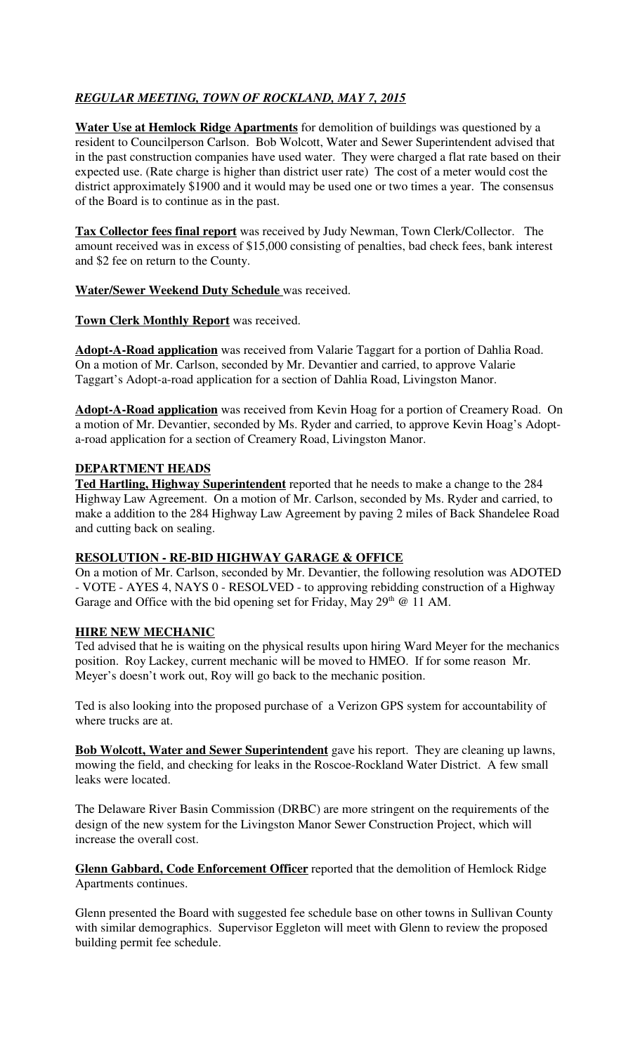***REGULAR MEETING, TOWN OF ROCKLAND, MAY 7, 2015***

**Water Use at Hemlock Ridge Apartments** for demolition of buildings was questioned by a resident to Councilperson Carlson. Bob Wolcott, Water and Sewer Superintendent advised that in the past construction companies have used water. They were charged a flat rate based on their expected use. (Rate charge is higher than district user rate) The cost of a meter would cost the district approximately $1900 and it would may be used one or two times a year. The consensus of the Board is to continue as in the past.

**Tax Collector fees final report** was received by Judy Newman, Town Clerk/Collector. The amount received was in excess of $15,000 consisting of penalties, bad check fees, bank interest and $2 fee on return to the County.

**Water/Sewer Weekend Duty Schedule** was received.

**Town Clerk Monthly Report** was received.

**Adopt-A-Road application** was received from Valarie Taggart for a portion of Dahlia Road. On a motion of Mr. Carlson, seconded by Mr. Devantier and carried, to approve Valarie Taggart's Adopt-a-road application for a section of Dahlia Road, Livingston Manor.

**Adopt-A-Road application** was received from Kevin Hoag for a portion of Creamery Road. On a motion of Mr. Devantier, seconded by Ms. Ryder and carried, to approve Kevin Hoag's Adopt-a-road application for a section of Creamery Road, Livingston Manor.

**DEPARTMENT HEADS**

**Ted Hartling, Highway Superintendent** reported that he needs to make a change to the 284 Highway Law Agreement. On a motion of Mr. Carlson, seconded by Ms. Ryder and carried, to make a addition to the 284 Highway Law Agreement by paving 2 miles of Back Shandelee Road and cutting back on sealing.

**RESOLUTION - RE-BID HIGHWAY GARAGE & OFFICE**

On a motion of Mr. Carlson, seconded by Mr. Devantier, the following resolution was ADOTED - VOTE - AYES 4, NAYS 0 - RESOLVED - to approving rebidding construction of a Highway Garage and Office with the bid opening set for Friday, May 29th @ 11 AM.

**HIRE NEW MECHANIC**

Ted advised that he is waiting on the physical results upon hiring Ward Meyer for the mechanics position. Roy Lackey, current mechanic will be moved to HMEO. If for some reason Mr. Meyer's doesn't work out, Roy will go back to the mechanic position.

Ted is also looking into the proposed purchase of a Verizon GPS system for accountability of where trucks are at.

**Bob Wolcott, Water and Sewer Superintendent** gave his report. They are cleaning up lawns, mowing the field, and checking for leaks in the Roscoe-Rockland Water District. A few small leaks were located.

The Delaware River Basin Commission (DRBC) are more stringent on the requirements of the design of the new system for the Livingston Manor Sewer Construction Project, which will increase the overall cost.

**Glenn Gabbard, Code Enforcement Officer** reported that the demolition of Hemlock Ridge Apartments continues.

Glenn presented the Board with suggested fee schedule base on other towns in Sullivan County with similar demographics. Supervisor Eggleton will meet with Glenn to review the proposed building permit fee schedule.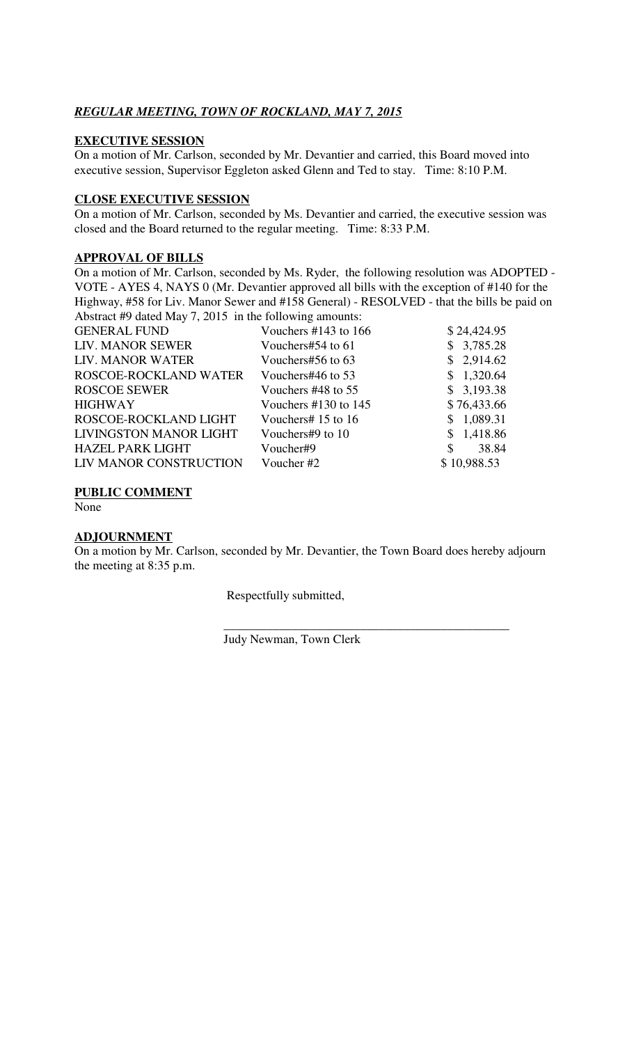***REGULAR MEETING, TOWN OF ROCKLAND, MAY 7, 2015***

**EXECUTIVE SESSION**

On a motion of Mr. Carlson, seconded by Mr. Devantier and carried, this Board moved into executive session, Supervisor Eggleton asked Glenn and Ted to stay. Time: 8:10 P.M.

**CLOSE EXECUTIVE SESSION**

On a motion of Mr. Carlson, seconded by Ms. Devantier and carried, the executive session was closed and the Board returned to the regular meeting. Time: 8:33 P.M.

**APPROVAL OF BILLS**

On a motion of Mr. Carlson, seconded by Ms. Ryder, the following resolution was ADOPTED - VOTE - AYES 4, NAYS 0 (Mr. Devantier approved all bills with the exception of #140 for the Highway, #58 for Liv. Manor Sewer and #158 General) - RESOLVED - that the bills be paid on Abstract #9 dated May 7, 2015 in the following amounts:

| | | |
|---|---|---|
| GENERAL FUND | Vouchers #143 to 166 | $ 24,424.95 |
| LIV. MANOR SEWER | Vouchers#54 to 61 | $ 3,785.28 |
| LIV. MANOR WATER | Vouchers#56 to 63 | $ 2,914.62 |
| ROSCOE-ROCKLAND WATER | Vouchers#46 to 53 | $ 1,320.64 |
| ROSCOE SEWER | Vouchers #48 to 55 | $ 3,193.38 |
| HIGHWAY | Vouchers #130 to 145 | $ 76,433.66 |
| ROSCOE-ROCKLAND LIGHT | Vouchers# 15 to 16 | $ 1,089.31 |
| LIVINGSTON MANOR LIGHT | Vouchers#9 to 10 | $ 1,418.86 |
| HAZEL PARK LIGHT | Voucher#9 | $ 38.84 |
| LIV MANOR CONSTRUCTION | Voucher #2 | $ 10,988.53 |

**PUBLIC COMMENT**

None

**ADJOURNMENT**

On a motion by Mr. Carlson, seconded by Mr. Devantier, the Town Board does hereby adjourn the meeting at 8:35 p.m.

Respectfully submitted,

\_\_\_\_\_\_\_\_\_\_\_\_\_\_\_\_\_\_\_\_\_\_\_\_\_\_\_\_\_\_\_\_\_\_\_\_\_\_\_\_\_\_\_\_\_\_

Judy Newman, Town Clerk